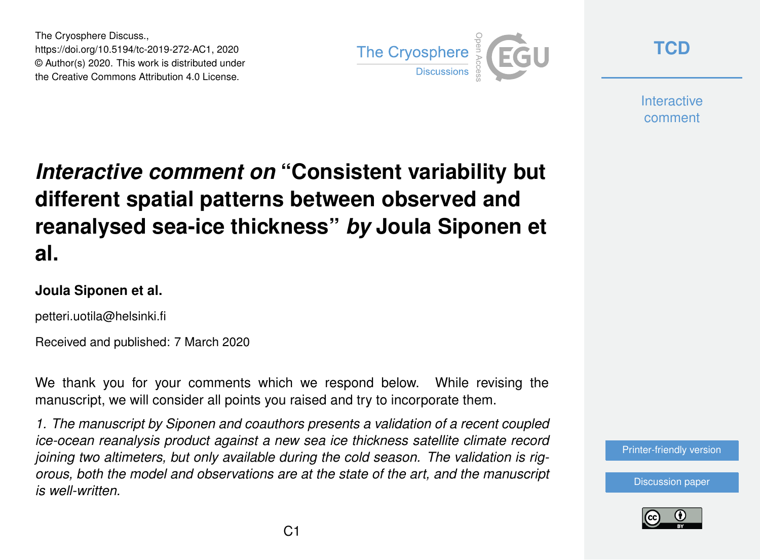The Cryosphere Discuss.,
https://doi.org/10.5194/tc-2019-272-AC1, 2020
© Author(s) 2020. This work is distributed under
the Creative Commons Attribution 4.0 License.

# *Interactive comment on* "Consistent variability but different spatial patterns between observed and reanalysed sea-ice thickness" *by* Joula Siponen et al.

**Joula Siponen et al.**

petteri.uotila@helsinki.fi

Received and published: 7 March 2020

We thank you for your comments which we respond below. While revising the manuscript, we will consider all points you raised and try to incorporate them.

*1. The manuscript by Siponen and coauthors presents a validation of a recent coupled ice-ocean reanalysis product against a new sea ice thickness satellite climate record joining two altimeters, but only available during the cold season. The validation is rigorous, both the model and observations are at the state of the art, and the manuscript is well-written.*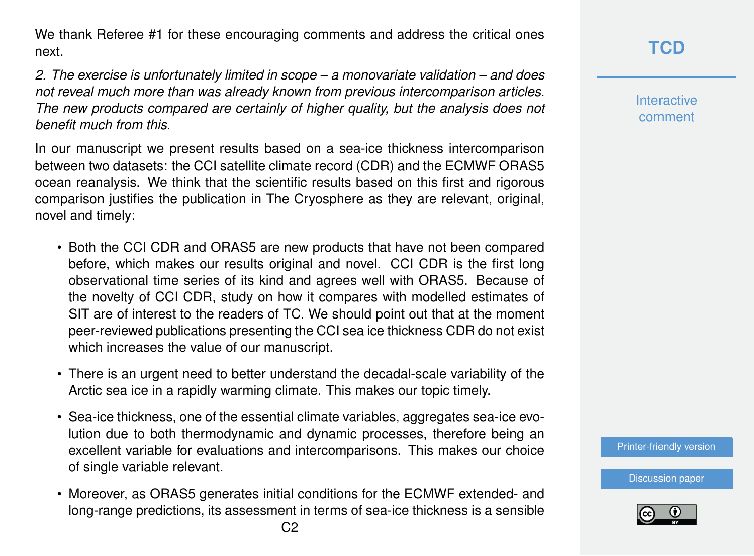We thank Referee #1 for these encouraging comments and address the critical ones next.

*2. The exercise is unfortunately limited in scope – a monovariate validation – and does not reveal much more than was already known from previous intercomparison articles. The new products compared are certainly of higher quality, but the analysis does not benefit much from this.*

In our manuscript we present results based on a sea-ice thickness intercomparison between two datasets: the CCI satellite climate record (CDR) and the ECMWF ORAS5 ocean reanalysis. We think that the scientific results based on this first and rigorous comparison justifies the publication in The Cryosphere as they are relevant, original, novel and timely:

- Both the CCI CDR and ORAS5 are new products that have not been compared before, which makes our results original and novel. CCI CDR is the first long observational time series of its kind and agrees well with ORAS5. Because of the novelty of CCI CDR, study on how it compares with modelled estimates of SIT are of interest to the readers of TC. We should point out that at the moment peer-reviewed publications presenting the CCI sea ice thickness CDR do not exist which increases the value of our manuscript.
- There is an urgent need to better understand the decadal-scale variability of the Arctic sea ice in a rapidly warming climate. This makes our topic timely.
- Sea-ice thickness, one of the essential climate variables, aggregates sea-ice evolution due to both thermodynamic and dynamic processes, therefore being an excellent variable for evaluations and intercomparisons. This makes our choice of single variable relevant.
- Moreover, as ORAS5 generates initial conditions for the ECMWF extended- and long-range predictions, its assessment in terms of sea-ice thickness is a sensible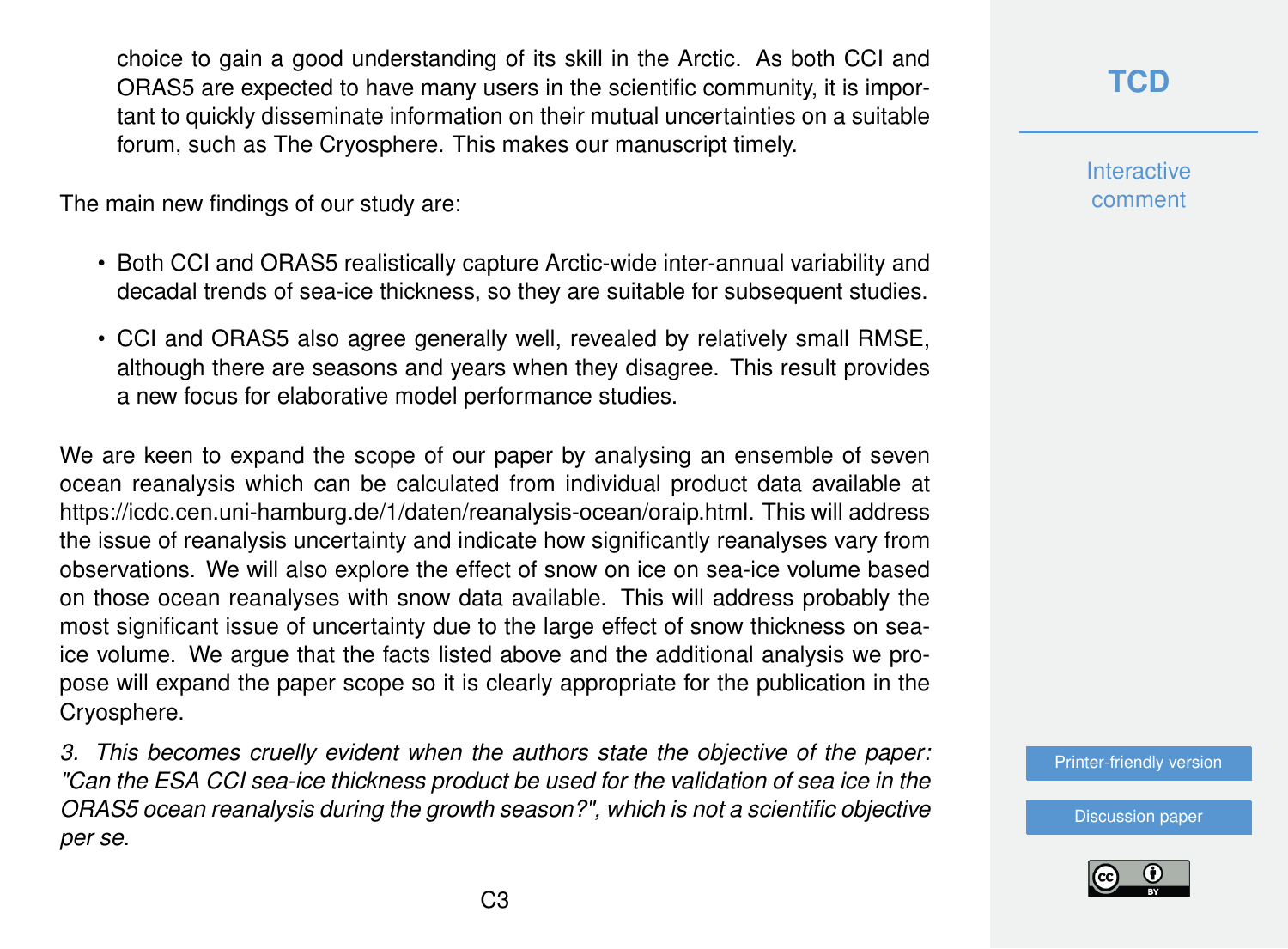choice to gain a good understanding of its skill in the Arctic. As both CCI and ORAS5 are expected to have many users in the scientific community, it is important to quickly disseminate information on their mutual uncertainties on a suitable forum, such as The Cryosphere. This makes our manuscript timely.

The main new findings of our study are:

- Both CCI and ORAS5 realistically capture Arctic-wide inter-annual variability and decadal trends of sea-ice thickness, so they are suitable for subsequent studies.
- CCI and ORAS5 also agree generally well, revealed by relatively small RMSE, although there are seasons and years when they disagree. This result provides a new focus for elaborative model performance studies.

We are keen to expand the scope of our paper by analysing an ensemble of seven ocean reanalysis which can be calculated from individual product data available at https://icdc.cen.uni-hamburg.de/1/daten/reanalysis-ocean/oraip.html. This will address the issue of reanalysis uncertainty and indicate how significantly reanalyses vary from observations. We will also explore the effect of snow on ice on sea-ice volume based on those ocean reanalyses with snow data available. This will address probably the most significant issue of uncertainty due to the large effect of snow thickness on sea-ice volume. We argue that the facts listed above and the additional analysis we propose will expand the paper scope so it is clearly appropriate for the publication in the Cryosphere.

*3. This becomes cruelly evident when the authors state the objective of the paper: "Can the ESA CCI sea-ice thickness product be used for the validation of sea ice in the ORAS5 ocean reanalysis during the growth season?", which is not a scientific objective per se.*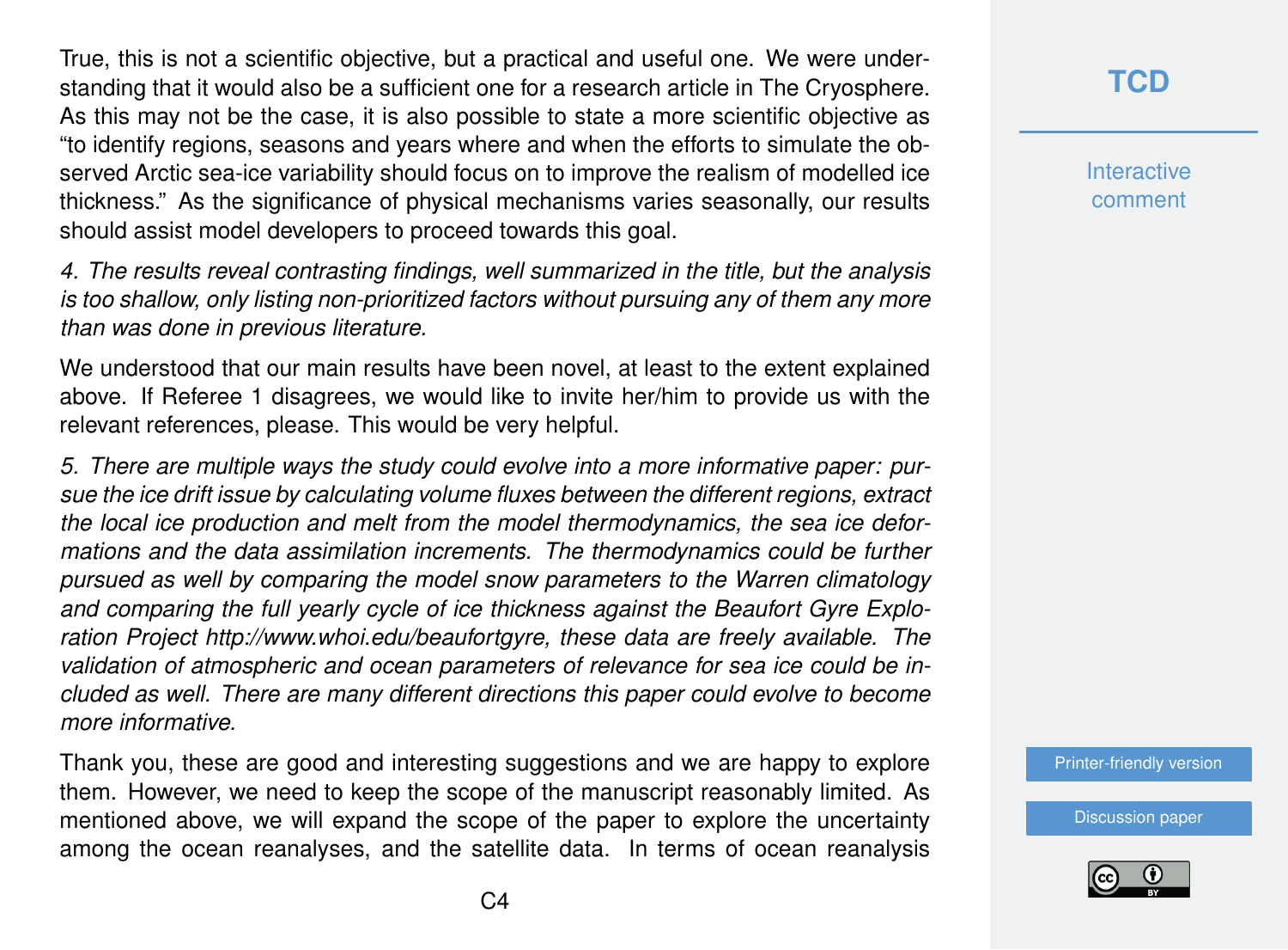True, this is not a scientific objective, but a practical and useful one. We were understanding that it would also be a sufficient one for a research article in The Cryosphere. As this may not be the case, it is also possible to state a more scientific objective as "to identify regions, seasons and years where and when the efforts to simulate the observed Arctic sea-ice variability should focus on to improve the realism of modelled ice thickness." As the significance of physical mechanisms varies seasonally, our results should assist model developers to proceed towards this goal.

*4. The results reveal contrasting findings, well summarized in the title, but the analysis is too shallow, only listing non-prioritized factors without pursuing any of them any more than was done in previous literature.*

We understood that our main results have been novel, at least to the extent explained above. If Referee 1 disagrees, we would like to invite her/him to provide us with the relevant references, please. This would be very helpful.

*5. There are multiple ways the study could evolve into a more informative paper: pursue the ice drift issue by calculating volume fluxes between the different regions, extract the local ice production and melt from the model thermodynamics, the sea ice deformations and the data assimilation increments. The thermodynamics could be further pursued as well by comparing the model snow parameters to the Warren climatology and comparing the full yearly cycle of ice thickness against the Beaufort Gyre Exploration Project http://www.whoi.edu/beaufortgyre, these data are freely available. The validation of atmospheric and ocean parameters of relevance for sea ice could be included as well. There are many different directions this paper could evolve to become more informative.*

Thank you, these are good and interesting suggestions and we are happy to explore them. However, we need to keep the scope of the manuscript reasonably limited. As mentioned above, we will expand the scope of the paper to explore the uncertainty among the ocean reanalyses, and the satellite data. In terms of ocean reanalysis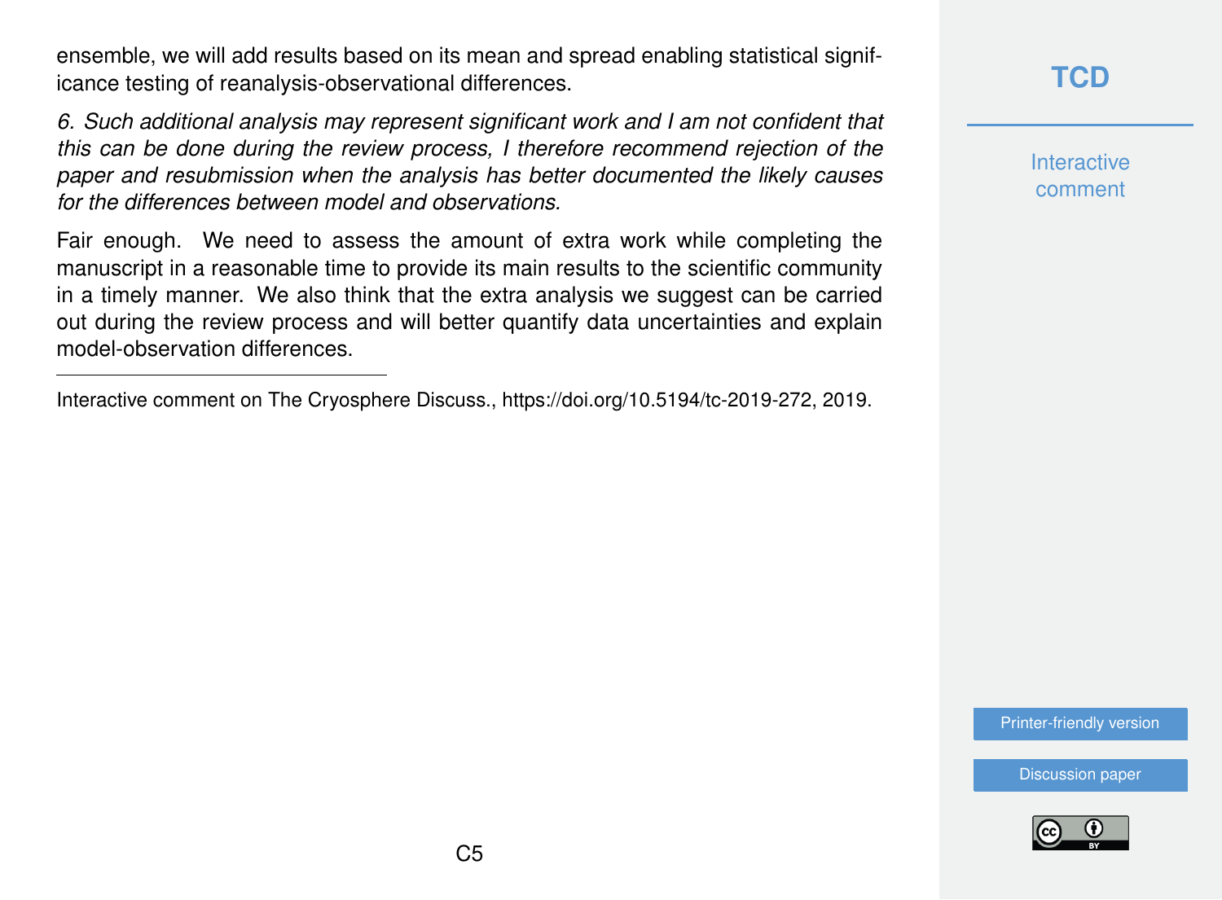ensemble, we will add results based on its mean and spread enabling statistical significance testing of reanalysis-observational differences.

*6. Such additional analysis may represent significant work and I am not confident that this can be done during the review process, I therefore recommend rejection of the paper and resubmission when the analysis has better documented the likely causes for the differences between model and observations.*

Fair enough. We need to assess the amount of extra work while completing the manuscript in a reasonable time to provide its main results to the scientific community in a timely manner. We also think that the extra analysis we suggest can be carried out during the review process and will better quantify data uncertainties and explain model-observation differences.

---

Interactive comment on The Cryosphere Discuss., https://doi.org/10.5194/tc-2019-272, 2019.